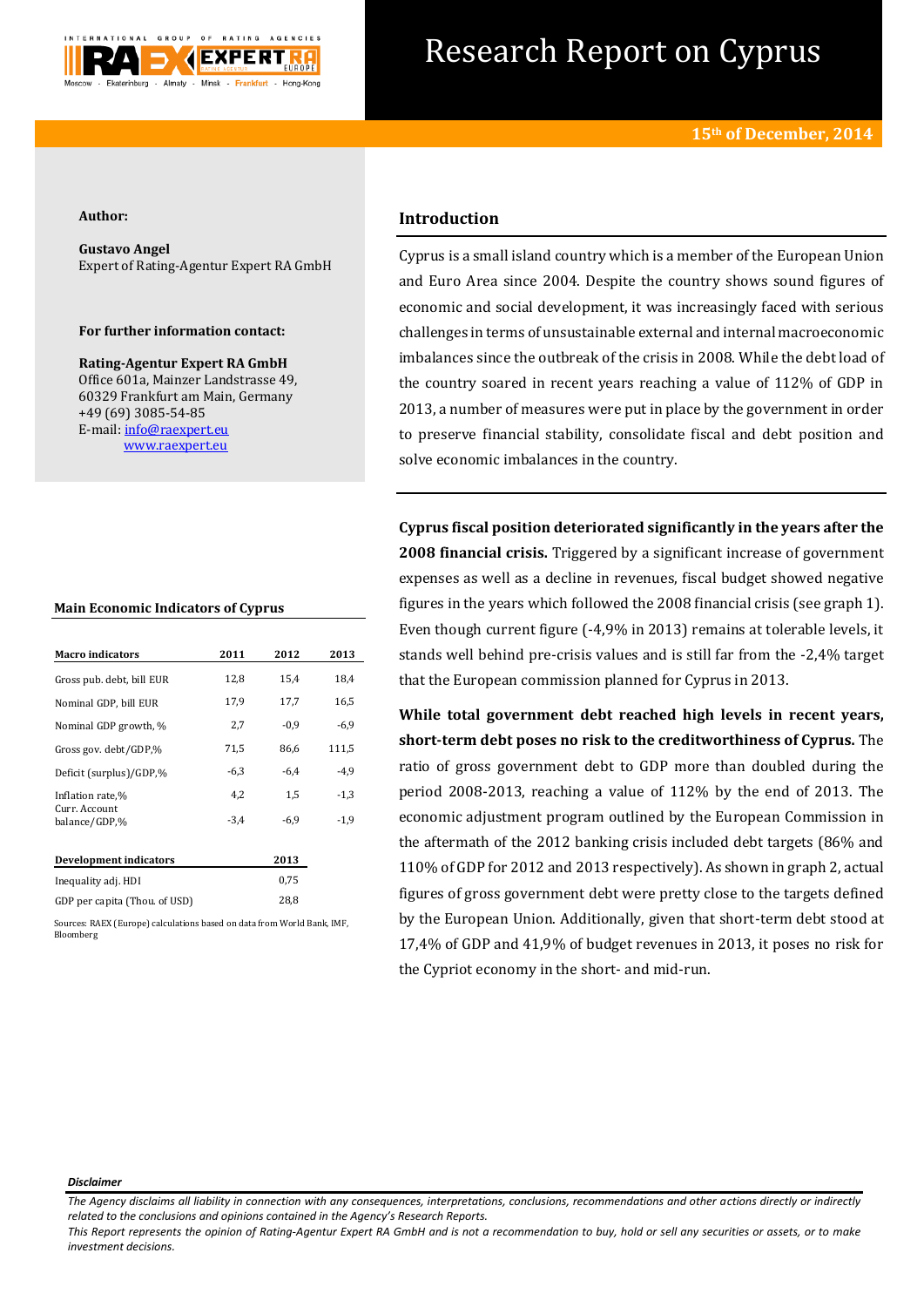# Research Report on Cyprus

**15th of December, 2014**

**Author:**

**Gustavo Angel**
Expert of Rating-Agentur Expert RA GmbH

**For further information contact:**

**Rating-Agentur Expert RA GmbH**
Office 601a, Mainzer Landstrasse 49,
60329 Frankfurt am Main, Germany
+49 (69) 3085-54-85
E-mail: info@raexpert.eu
www.raexpert.eu

## Introduction

Cyprus is a small island country which is a member of the European Union and Euro Area since 2004. Despite the country shows sound figures of economic and social development, it was increasingly faced with serious challenges in terms of unsustainable external and internal macroeconomic imbalances since the outbreak of the crisis in 2008. While the debt load of the country soared in recent years reaching a value of 112% of GDP in 2013, a number of measures were put in place by the government in order to preserve financial stability, consolidate fiscal and debt position and solve economic imbalances in the country.

**Main Economic Indicators of Cyprus**

| Macro indicators | 2011 | 2012 | 2013 |
|---|---|---|---|
| Gross pub. debt, bill EUR | 12,8 | 15,4 | 18,4 |
| Nominal GDP, bill EUR | 17,9 | 17,7 | 16,5 |
| Nominal GDP growth, % | 2,7 | -0,9 | -6,9 |
| Gross gov. debt/GDP,% | 71,5 | 86,6 | 111,5 |
| Deficit (surplus)/GDP,% | -6,3 | -6,4 | -4,9 |
| Inflation rate,% | 4,2 | 1,5 | -1,3 |
| Curr. Account balance/GDP,% | -3,4 | -6,9 | -1,9 |

| Development indicators | 2013 |
|---|---|
| Inequality adj. HDI | 0,75 |
| GDP per capita (Thou. of USD) | 28,8 |

Sources: RAEX (Europe) calculations based on data from World Bank, IMF, Bloomberg

**Cyprus fiscal position deteriorated significantly in the years after the 2008 financial crisis.** Triggered by a significant increase of government expenses as well as a decline in revenues, fiscal budget showed negative figures in the years which followed the 2008 financial crisis (see graph 1). Even though current figure (-4,9% in 2013) remains at tolerable levels, it stands well behind pre-crisis values and is still far from the -2,4% target that the European commission planned for Cyprus in 2013.

**While total government debt reached high levels in recent years, short-term debt poses no risk to the creditworthiness of Cyprus.** The ratio of gross government debt to GDP more than doubled during the period 2008-2013, reaching a value of 112% by the end of 2013. The economic adjustment program outlined by the European Commission in the aftermath of the 2012 banking crisis included debt targets (86% and 110% of GDP for 2012 and 2013 respectively). As shown in graph 2, actual figures of gross government debt were pretty close to the targets defined by the European Union. Additionally, given that short-term debt stood at 17,4% of GDP and 41,9% of budget revenues in 2013, it poses no risk for the Cypriot economy in the short- and mid-run.

***Disclaimer***

*The Agency disclaims all liability in connection with any consequences, interpretations, conclusions, recommendations and other actions directly or indirectly related to the conclusions and opinions contained in the Agency's Research Reports.*
*This Report represents the opinion of Rating-Agentur Expert RA GmbH and is not a recommendation to buy, hold or sell any securities or assets, or to make investment decisions.*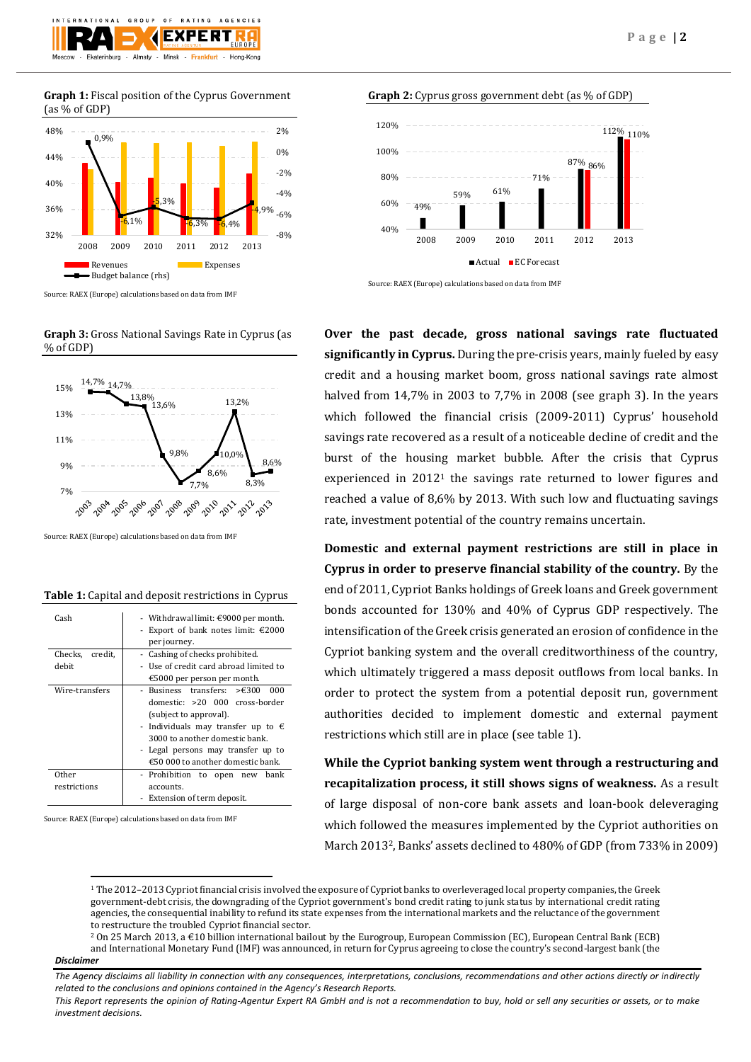**Graph 1:** Fiscal position of the Cyprus Government (as % of GDP)

Source: RAEX (Europe) calculations based on data from IMF

**Graph 2:** Cyprus gross government debt (as % of GDP)

Source: RAEX (Europe) calculations based on data from IMF

**Graph 3:** Gross National Savings Rate in Cyprus (as % of GDP)

Source: RAEX (Europe) calculations based on data from IMF

**Table 1:** Capital and deposit restrictions in Cyprus

| | |
|---|---|
| Cash | - Withdrawal limit: €9000 per month.<br>- Export of bank notes limit: €2000 per journey. |
| Checks, credit, debit | - Cashing of checks prohibited.<br>- Use of credit card abroad limited to €5000 per person per month. |
| Wire-transfers | - Business transfers: >€300 000 domestic: >20 000 cross-border (subject to approval).<br>- Individuals may transfer up to € 3000 to another domestic bank.<br>- Legal persons may transfer up to €50 000 to another domestic bank. |
| Other restrictions | - Prohibition to open new bank accounts.<br>- Extension of term deposit. |

Source: RAEX (Europe) calculations based on data from IMF

**Over the past decade, gross national savings rate fluctuated significantly in Cyprus.** During the pre-crisis years, mainly fueled by easy credit and a housing market boom, gross national savings rate almost halved from 14,7% in 2003 to 7,7% in 2008 (see graph 3). In the years which followed the financial crisis (2009-2011) Cyprus' household savings rate recovered as a result of a noticeable decline of credit and the burst of the housing market bubble. After the crisis that Cyprus experienced in 2012[1] the savings rate returned to lower figures and reached a value of 8,6% by 2013. With such low and fluctuating savings rate, investment potential of the country remains uncertain.

**Domestic and external payment restrictions are still in place in Cyprus in order to preserve financial stability of the country.** By the end of 2011, Cypriot Banks holdings of Greek loans and Greek government bonds accounted for 130% and 40% of Cyprus GDP respectively. The intensification of the Greek crisis generated an erosion of confidence in the Cypriot banking system and the overall creditworthiness of the country, which ultimately triggered a mass deposit outflows from local banks. In order to protect the system from a potential deposit run, government authorities decided to implement domestic and external payment restrictions which still are in place (see table 1).

**While the Cypriot banking system went through a restructuring and recapitalization process, it still shows signs of weakness.** As a result of large disposal of non-core bank assets and loan-book deleveraging which followed the measures implemented by the Cypriot authorities on March 2013[2], Banks' assets declined to 480% of GDP (from 733% in 2009)

[1] The 2012–2013 Cypriot financial crisis involved the exposure of Cypriot banks to overleveraged local property companies, the Greek government-debt crisis, the downgrading of the Cypriot government's bond credit rating to junk status by international credit rating agencies, the consequential inability to refund its state expenses from the international markets and the reluctance of the government to restructure the troubled Cypriot financial sector.

[2] On 25 March 2013, a €10 billion international bailout by the Eurogroup, European Commission (EC), European Central Bank (ECB) and International Monetary Fund (IMF) was announced, in return for Cyprus agreeing to close the country's second-largest bank (the

***Disclaimer***

*The Agency disclaims all liability in connection with any consequences, interpretations, conclusions, recommendations and other actions directly or indirectly related to the conclusions and opinions contained in the Agency's Research Reports.*

*This Report represents the opinion of Rating-Agentur Expert RA GmbH and is not a recommendation to buy, hold or sell any securities or assets, or to make investment decisions.*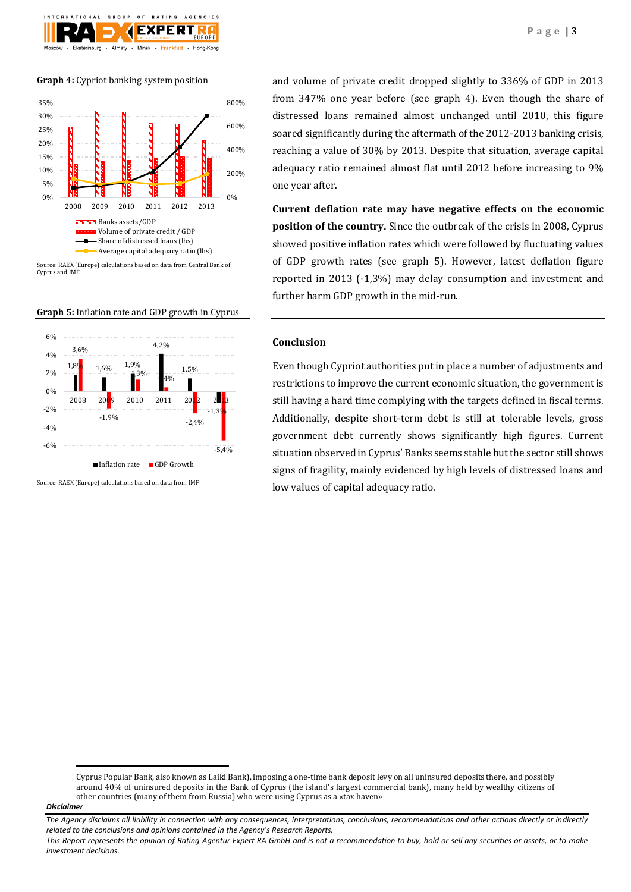**Graph 4:** Cypriot banking system position

35%
30%
25%
20%
15%
10%
5%
0%

800%
600%
400%
200%
0%

2008 2009 2010 2011 2012 2013

Banks assets/GDP
Volume of private credit / GDP
Share of distressed loans (lhs)
Average capital adequacy ratio (lhs)

Source: RAEX (Europe) calculations based on data from Central Bank of Cyprus and IMF

**Graph 5:** Inflation rate and GDP growth in Cyprus

6%
4%
2%
0%
-2%
-4%
-6%

2008 2009 2010 2011 2012 2013

3,6%
1,8%
1,6%
-1,9%
1,9%
1,3%
4,2%
0,4%
1,5%
-2,4%
-1,3%
-5,4%

Inflation rate
GDP Growth

Source: RAEX (Europe) calculations based on data from IMF

and volume of private credit dropped slightly to 336% of GDP in 2013 from 347% one year before (see graph 4). Even though the share of distressed loans remained almost unchanged until 2010, this figure soared significantly during the aftermath of the 2012-2013 banking crisis, reaching a value of 30% by 2013. Despite that situation, average capital adequacy ratio remained almost flat until 2012 before increasing to 9% one year after.

**Current deflation rate may have negative effects on the economic position of the country.** Since the outbreak of the crisis in 2008, Cyprus showed positive inflation rates which were followed by fluctuating values of GDP growth rates (see graph 5). However, latest deflation figure reported in 2013 (-1,3%) may delay consumption and investment and further harm GDP growth in the mid-run.

## Conclusion

Even though Cypriot authorities put in place a number of adjustments and restrictions to improve the current economic situation, the government is still having a hard time complying with the targets defined in fiscal terms. Additionally, despite short-term debt is still at tolerable levels, gross government debt currently shows significantly high figures. Current situation observed in Cyprus' Banks seems stable but the sector still shows signs of fragility, mainly evidenced by high levels of distressed loans and low values of capital adequacy ratio.

Cyprus Popular Bank, also known as Laiki Bank), imposing a one-time bank deposit levy on all uninsured deposits there, and possibly around 40% of uninsured deposits in the Bank of Cyprus (the island's largest commercial bank), many held by wealthy citizens of other countries (many of them from Russia) who were using Cyprus as a «tax haven»

***Disclaimer***

*The Agency disclaims all liability in connection with any consequences, interpretations, conclusions, recommendations and other actions directly or indirectly related to the conclusions and opinions contained in the Agency's Research Reports.*

*This Report represents the opinion of Rating-Agentur Expert RA GmbH and is not a recommendation to buy, hold or sell any securities or assets, or to make investment decisions.*